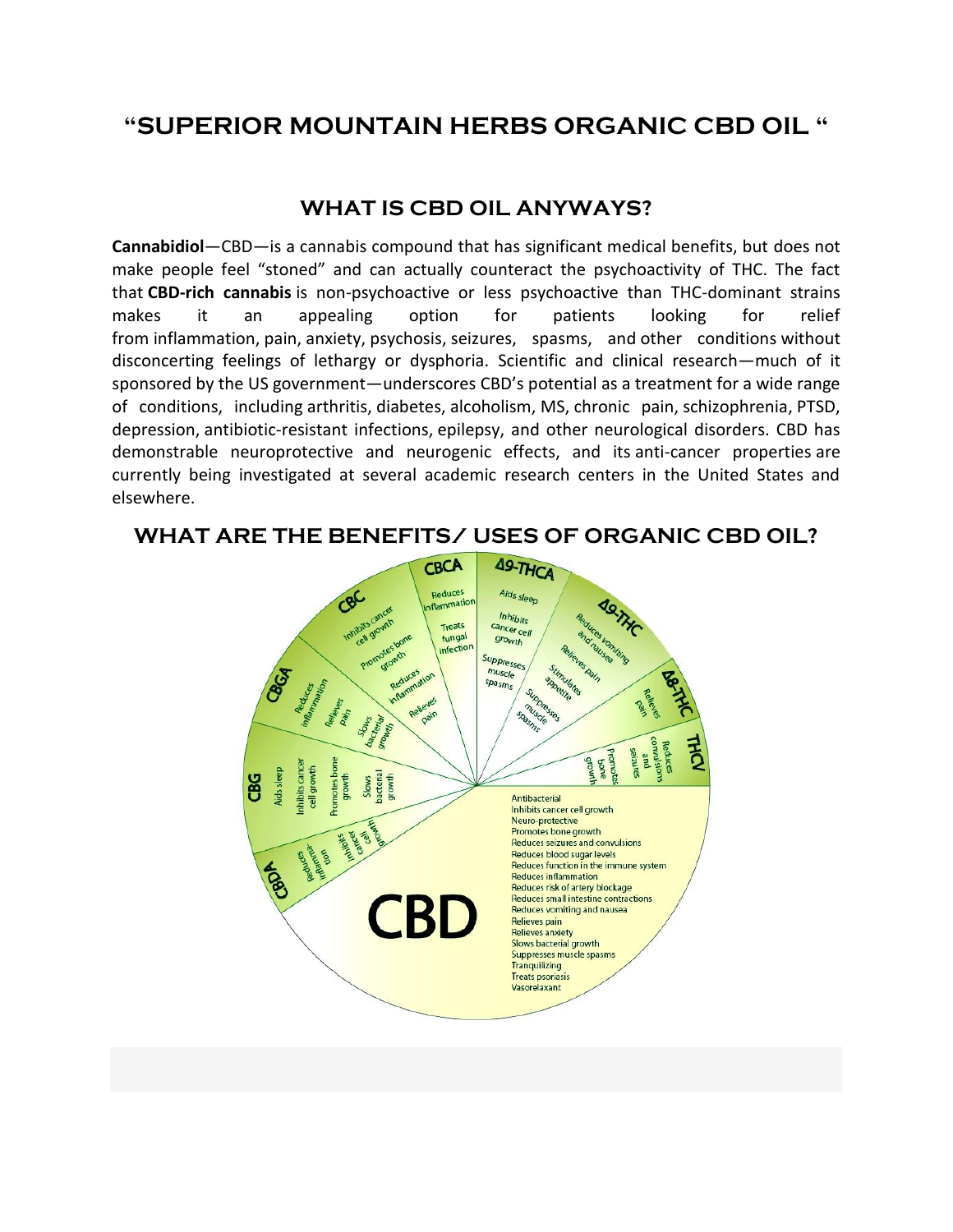# "SUPERIOR MOUNTAIN HERBS ORGANIC CBD OIL "

## WHAT IS CBD OIL ANYWAYS?

**Cannabidiol**—CBD—is a cannabis compound that has significant medical benefits, but does not make people feel "stoned" and can actually counteract the psychoactivity of THC. The fact that **CBD-rich cannabis** is non-psychoactive or less psychoactive than THC-dominant strains makes it an appealing option for patients looking for relief from inflammation, pain, anxiety, psychosis, seizures, spasms, and other conditions without disconcerting feelings of lethargy or dysphoria. Scientific and clinical research—much of it sponsored by the US government—underscores CBD's potential as a treatment for a wide range of conditions, including arthritis, diabetes, alcoholism, MS, chronic pain, schizophrenia, PTSD, depression, antibiotic-resistant infections, epilepsy, and other neurological disorders. CBD has demonstrable neuroprotective and neurogenic effects, and its anti-cancer properties are currently being investigated at several academic research centers in the United States and elsewhere.

## WHAT ARE THE BENEFITS/ USES OF ORGANIC CBD OIL?

**CBCA**
- Reduces inflammation
- Treats fungal infection

**Δ9-THCA**
- Aids sleep
- Inhibits cancer cell growth
- Suppresses muscle spasms

**Δ9-THC**
- Reduces vomiting and nausea
- Relieves pain
- Stimulates appetite
- Suppresses muscle spasms

**Δ8-THC**
- Relieves pain

**THCV**
- Reduces convulsions and seizures
- Promotes bone growth

**CBD**
- Antibacterial
- Inhibits cancer cell growth
- Neuro-protective
- Promotes bone growth
- Reduces seizures and convulsions
- Reduces blood sugar levels
- Reduces function in the immune system
- Reduces inflammation
- Reduces risk of artery blockage
- Reduces small intestine contractions
- Reduces vomiting and nausea
- Relieves pain
- Relieves anxiety
- Slows bacterial growth
- Suppresses muscle spasms
- Tranquilizing
- Treats psoriasis
- Vasorelaxant

**CBDA**
- Reduces inflammation
- Inhibits cancer cell growth

**CBG**
- Aids sleep
- Inhibits cancer cell growth
- Promotes bone growth
- Slows bacterial growth

**CBGA**
- Reduces inflammation
- Relieves pain
- Slows bacterial growth

**CBC**
- Inhibits cancer cell growth
- Promotes bone growth
- Reduces inflammation
- Relieves pain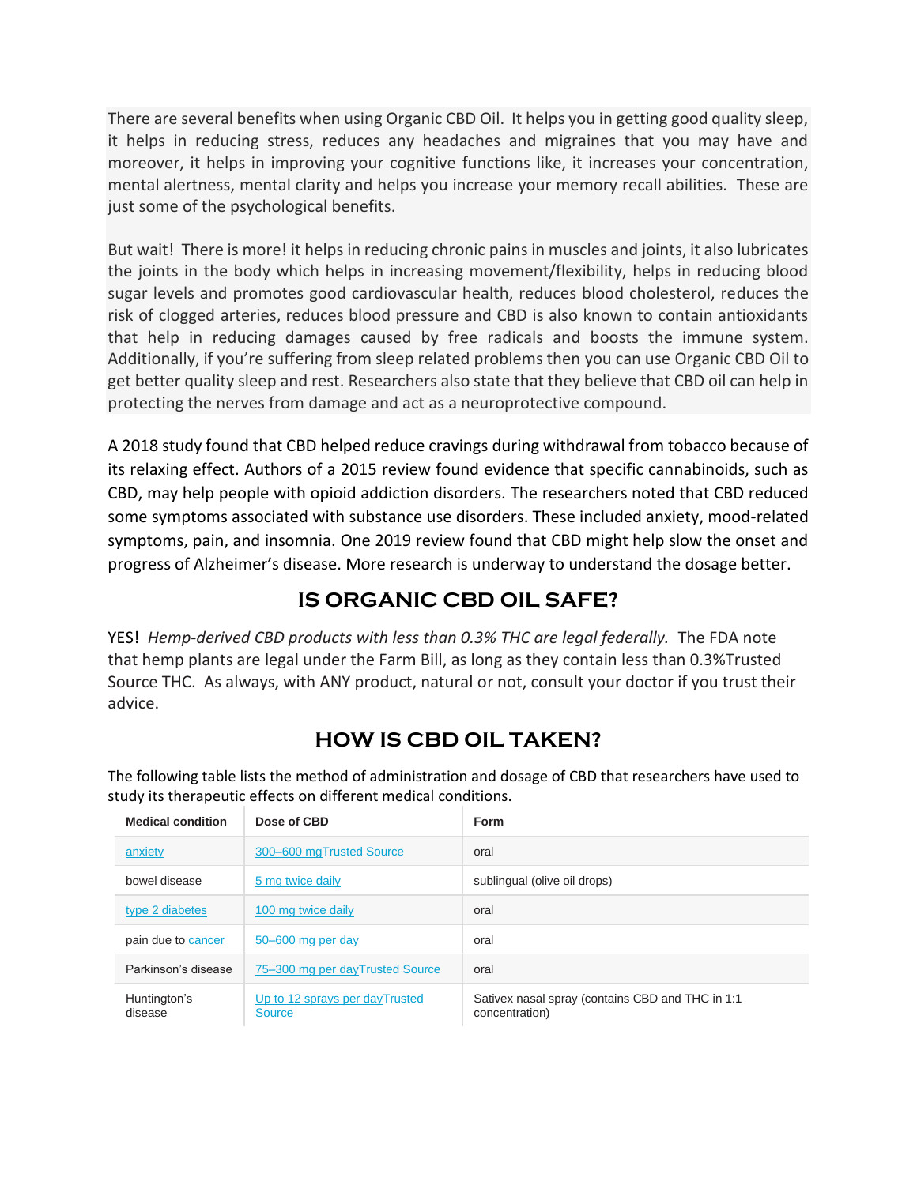There are several benefits when using Organic CBD Oil. It helps you in getting good quality sleep, it helps in reducing stress, reduces any headaches and migraines that you may have and moreover, it helps in improving your cognitive functions like, it increases your concentration, mental alertness, mental clarity and helps you increase your memory recall abilities. These are just some of the psychological benefits.

But wait! There is more! it helps in reducing chronic pains in muscles and joints, it also lubricates the joints in the body which helps in increasing movement/flexibility, helps in reducing blood sugar levels and promotes good cardiovascular health, reduces blood cholesterol, reduces the risk of clogged arteries, reduces blood pressure and CBD is also known to contain antioxidants that help in reducing damages caused by free radicals and boosts the immune system. Additionally, if you're suffering from sleep related problems then you can use Organic CBD Oil to get better quality sleep and rest. Researchers also state that they believe that CBD oil can help in protecting the nerves from damage and act as a neuroprotective compound.

A 2018 study found that CBD helped reduce cravings during withdrawal from tobacco because of its relaxing effect. Authors of a 2015 review found evidence that specific cannabinoids, such as CBD, may help people with opioid addiction disorders. The researchers noted that CBD reduced some symptoms associated with substance use disorders. These included anxiety, mood-related symptoms, pain, and insomnia. One 2019 review found that CBD might help slow the onset and progress of Alzheimer's disease. More research is underway to understand the dosage better.

## IS ORGANIC CBD OIL SAFE?

YES! *Hemp-derived CBD products with less than 0.3% THC are legal federally.* The FDA note that hemp plants are legal under the Farm Bill, as long as they contain less than 0.3%Trusted Source THC. As always, with ANY product, natural or not, consult your doctor if you trust their advice.

## HOW IS CBD OIL TAKEN?

The following table lists the method of administration and dosage of CBD that researchers have used to study its therapeutic effects on different medical conditions.

| Medical condition | Dose of CBD | Form |
|---|---|---|
| anxiety | 300–600 mgTrusted Source | oral |
| bowel disease | 5 mg twice daily | sublingual (olive oil drops) |
| type 2 diabetes | 100 mg twice daily | oral |
| pain due to cancer | 50–600 mg per day | oral |
| Parkinson's disease | 75–300 mg per dayTrusted Source | oral |
| Huntington's disease | Up to 12 sprays per dayTrusted Source | Sativex nasal spray (contains CBD and THC in 1:1 concentration) |